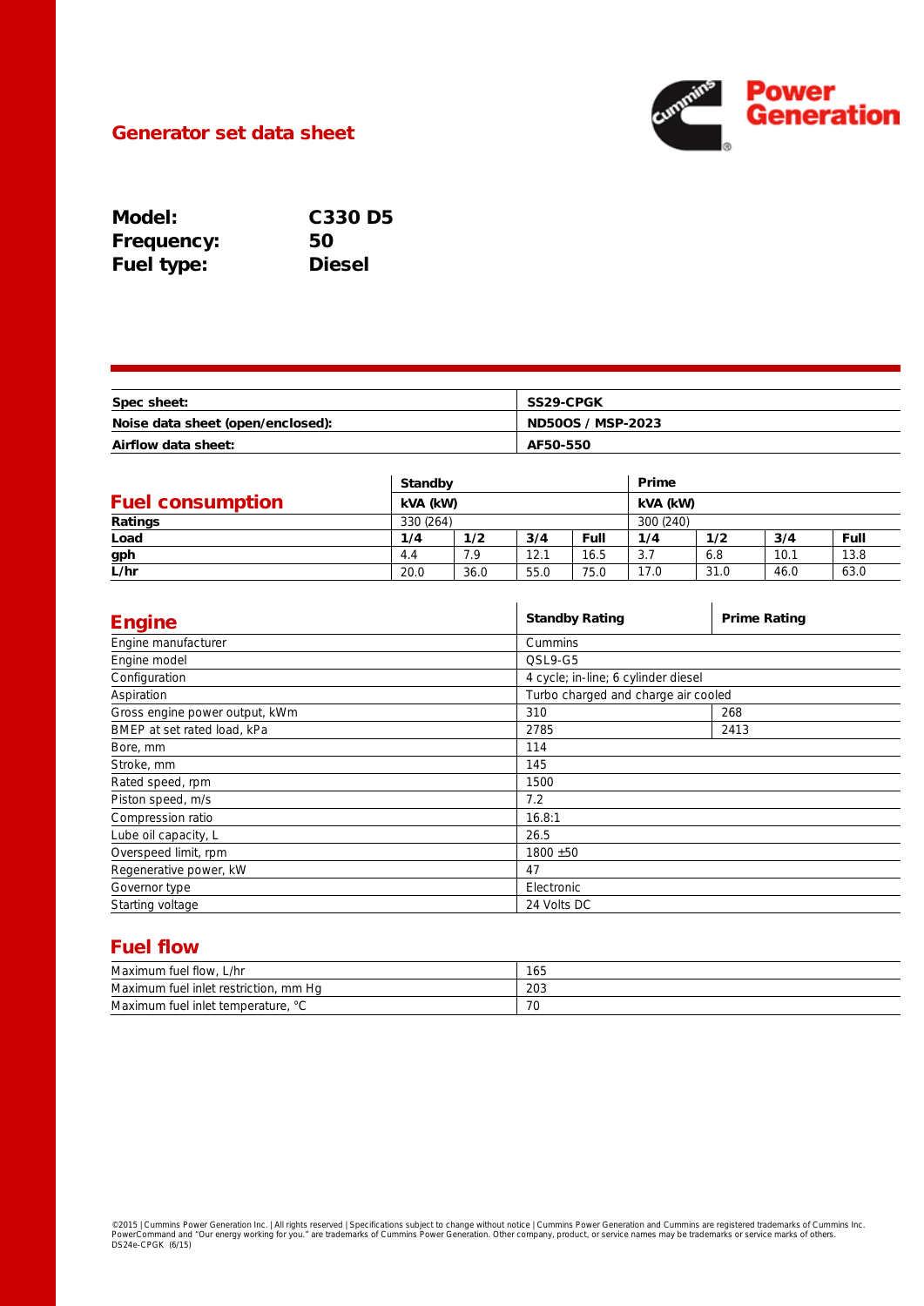# Generator set data sheet

**Model:** C330 D5
**Frequency:** 50
**Fuel type:** Diesel

| Spec sheet: | SS29-CPGK |
|---|---|
| Noise data sheet (open/enclosed): | ND50OS / MSP-2023 |
| Airflow data sheet: | AF50-550 |

## Fuel consumption

| | Standby | | | | Prime | | | |
|---|---|---|---|---|---|---|---|---|
| | kVA (kW) | | | | kVA (kW) | | | |
| **Ratings** | 330 (264) | | | | 300 (240) | | | |
| **Load** | **1/4** | **1/2** | **3/4** | **Full** | **1/4** | **1/2** | **3/4** | **Full** |
| **gph** | 4.4 | 7.9 | 12.1 | 16.5 | 3.7 | 6.8 | 10.1 | 13.8 |
| **L/hr** | 20.0 | 36.0 | 55.0 | 75.0 | 17.0 | 31.0 | 46.0 | 63.0 |

## Engine

| | Standby Rating | Prime Rating |
|---|---|---|
| Engine manufacturer | Cummins | |
| Engine model | QSL9-G5 | |
| Configuration | 4 cycle; in-line; 6 cylinder diesel | |
| Aspiration | Turbo charged and charge air cooled | |
| Gross engine power output, kWm | 310 | 268 |
| BMEP at set rated load, kPa | 2785 | 2413 |
| Bore, mm | 114 | |
| Stroke, mm | 145 | |
| Rated speed, rpm | 1500 | |
| Piston speed, m/s | 7.2 | |
| Compression ratio | 16.8:1 | |
| Lube oil capacity, L | 26.5 | |
| Overspeed limit, rpm | 1800 ±50 | |
| Regenerative power, kW | 47 | |
| Governor type | Electronic | |
| Starting voltage | 24 Volts DC | |

## Fuel flow

| | |
|---|---|
| Maximum fuel flow, L/hr | 165 |
| Maximum fuel inlet restriction, mm Hg | 203 |
| Maximum fuel inlet temperature, °C | 70 |

©2015 | Cummins Power Generation Inc. | All rights reserved | Specifications subject to change without notice | Cummins Power Generation and Cummins are registered trademarks of Cummins Inc. PowerCommand and "Our energy working for you." are trademarks of Cummins Power Generation. Other company, product, or service names may be trademarks or service marks of others.
DS24e-CPGK (6/15)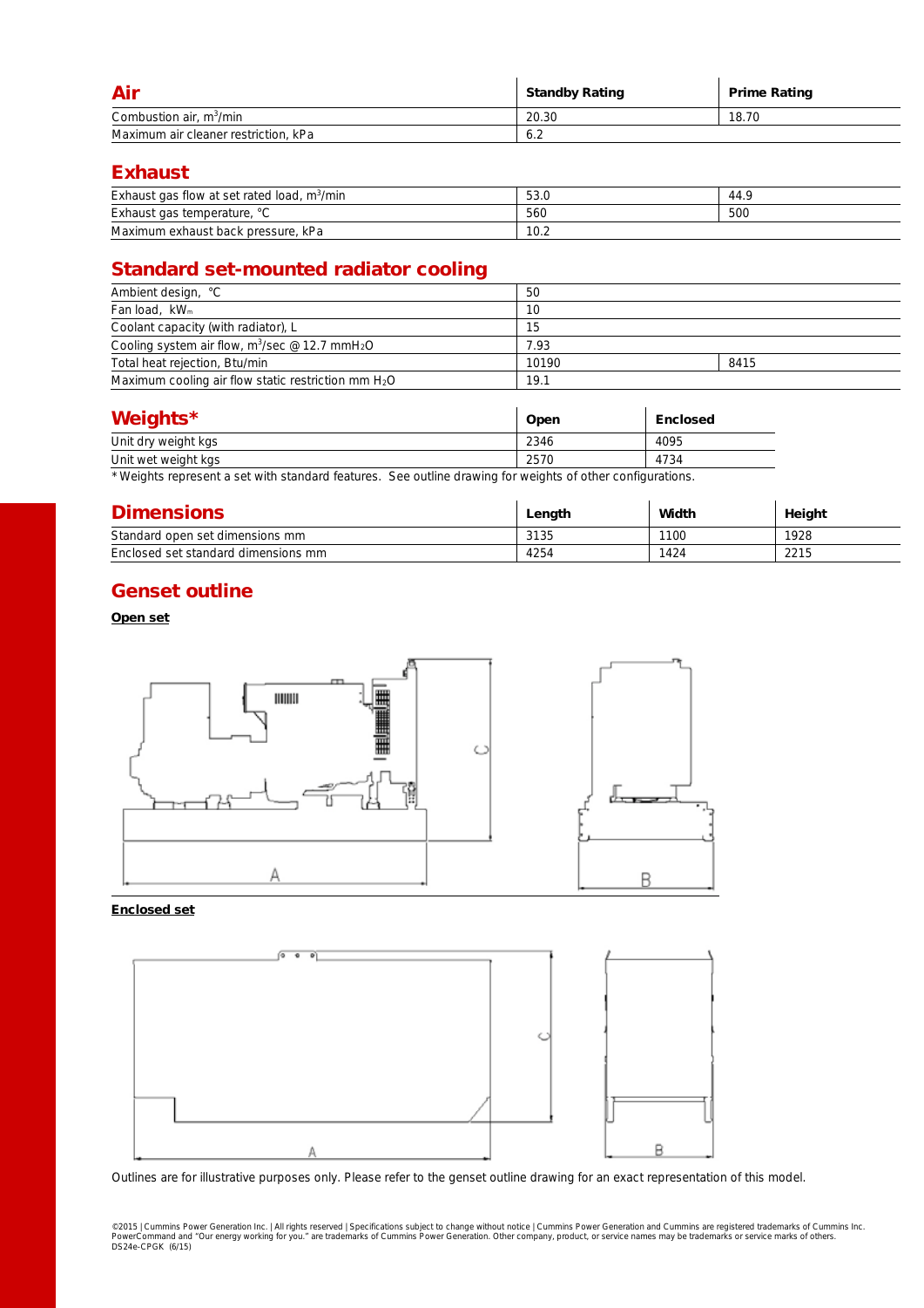## Air

| | Standby Rating | Prime Rating |
|---|---|---|
| Combustion air, $m^3$/min | 20.30 | 18.70 |
| Maximum air cleaner restriction, kPa | 6.2 | |

## Exhaust

| | | |
|---|---|---|
| Exhaust gas flow at set rated load, $m^3$/min | 53.0 | 44.9 |
| Exhaust gas temperature, °C | 560 | 500 |
| Maximum exhaust back pressure, kPa | 10.2 | |

## Standard set-mounted radiator cooling

| | | |
|---|---|---|
| Ambient design, °C | 50 | |
| Fan load, $kW_m$ | 10 | |
| Coolant capacity (with radiator), L | 15 | |
| Cooling system air flow, $m^3$/sec @ 12.7 mm$H_2O$ | 7.93 | |
| Total heat rejection, Btu/min | 10190 | 8415 |
| Maximum cooling air flow static restriction mm $H_2O$ | 19.1 | |

## Weights*

| | Open | Enclosed |
|---|---|---|
| Unit dry weight kgs | 2346 | 4095 |
| Unit wet weight kgs | 2570 | 4734 |

* Weights represent a set with standard features. See outline drawing for weights of other configurations.

## Dimensions

| | Length | Width | Height |
|---|---|---|---|
| Standard open set dimensions mm | 3135 | 1100 | 1928 |
| Enclosed set standard dimensions mm | 4254 | 1424 | 2215 |

## Genset outline

**Open set**

**Enclosed set**

Outlines are for illustrative purposes only. Please refer to the genset outline drawing for an exact representation of this model.

©2015 | Cummins Power Generation Inc. | All rights reserved | Specifications subject to change without notice | Cummins Power Generation and Cummins are registered trademarks of Cummins Inc. PowerCommand and "Our energy working for you." are trademarks of Cummins Power Generation. Other company, product, or service names may be trademarks or service marks of others.
DS24e-CPGK (6/15)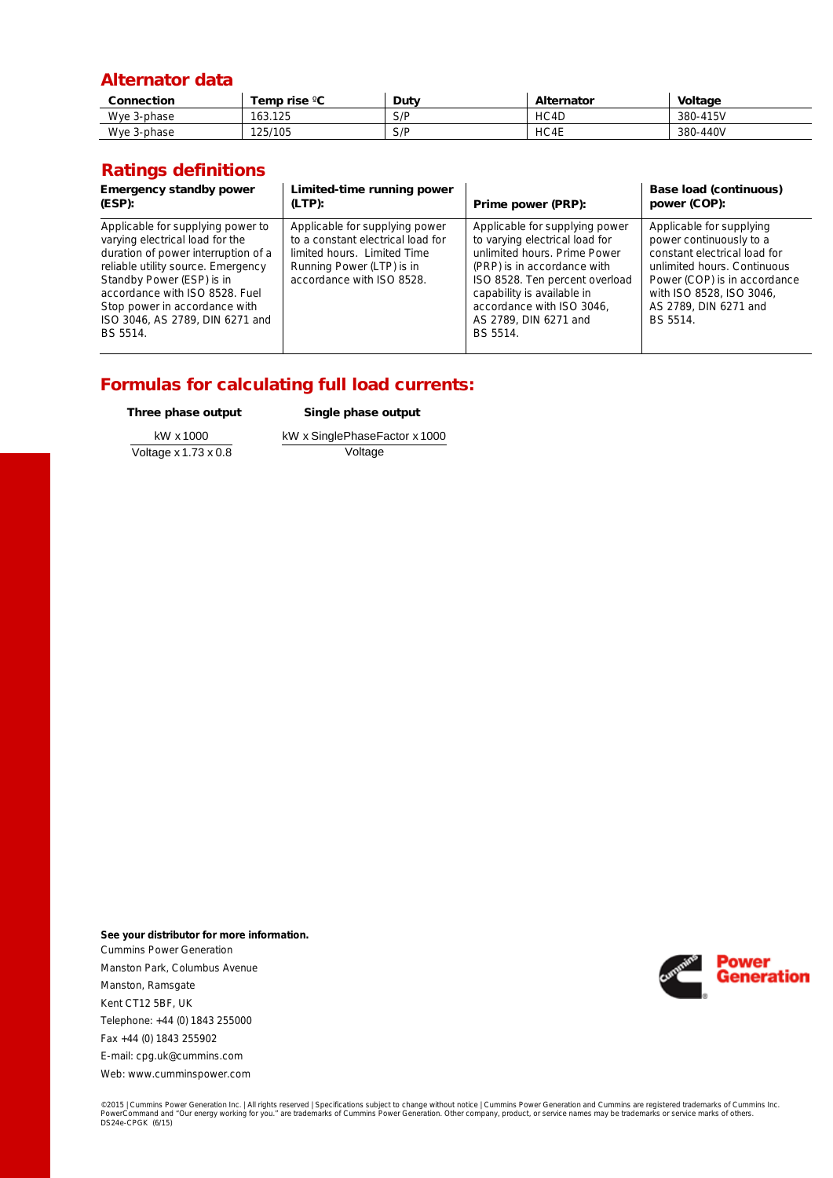## Alternator data

| Connection | Temp rise ºC | Duty | Alternator | Voltage |
|---|---|---|---|---|
| Wye 3-phase | 163.125 | S/P | HC4D | 380-415V |
| Wye 3-phase | 125/105 | S/P | HC4E | 380-440V |

## Ratings definitions

| Emergency standby power (ESP): | Limited-time running power (LTP): | Prime power (PRP): | Base load (continuous) power (COP): |
|---|---|---|---|
| Applicable for supplying power to varying electrical load for the duration of power interruption of a reliable utility source. Emergency Standby Power (ESP) is in accordance with ISO 8528. Fuel Stop power in accordance with ISO 3046, AS 2789, DIN 6271 and BS 5514. | Applicable for supplying power to a constant electrical load for limited hours. Limited Time Running Power (LTP) is in accordance with ISO 8528. | Applicable for supplying power to varying electrical load for unlimited hours. Prime Power (PRP) is in accordance with ISO 8528. Ten percent overload capability is available in accordance with ISO 3046, AS 2789, DIN 6271 and BS 5514. | Applicable for supplying power continuously to a constant electrical load for unlimited hours. Continuous Power (COP) is in accordance with ISO 8528, ISO 3046, AS 2789, DIN 6271 and BS 5514. |

## Formulas for calculating full load currents:

**Three phase output**

$$\frac{\text{kW} \times 1000}{\text{Voltage} \times 1.73 \times 0.8}$$

**Single phase output**

$$\frac{\text{kW} \times \text{SinglePhaseFactor} \times 1000}{\text{Voltage}}$$

**See your distributor for more information.**

Cummins Power Generation
Manston Park, Columbus Avenue
Manston, Ramsgate
Kent CT12 5BF, UK
Telephone: +44 (0) 1843 255000
Fax +44 (0) 1843 255902
E-mail: cpg.uk@cummins.com
Web: www.cumminspower.com

Power Generation

©2015 | Cummins Power Generation Inc. | All rights reserved | Specifications subject to change without notice | Cummins Power Generation and Cummins are registered trademarks of Cummins Inc. PowerCommand and "Our energy working for you." are trademarks of Cummins Power Generation. Other company, product, or service names may be trademarks or service marks of others.
DS24e-CPGK (6/15)